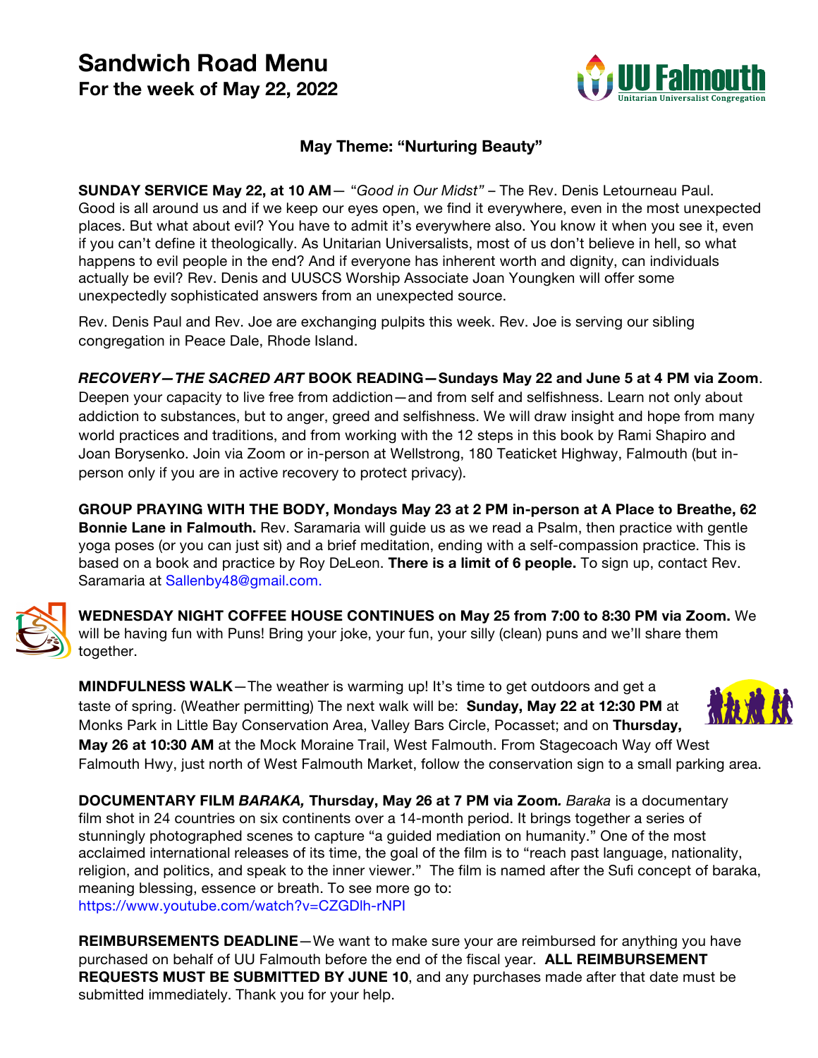# Sandwich Road Menu
## For the week of May 22, 2022

### May Theme: "Nurturing Beauty"

**SUNDAY SERVICE May 22, at 10 AM**— "*Good in Our Midst*" – The Rev. Denis Letourneau Paul. Good is all around us and if we keep our eyes open, we find it everywhere, even in the most unexpected places. But what about evil? You have to admit it's everywhere also. You know it when you see it, even if you can't define it theologically. As Unitarian Universalists, most of us don't believe in hell, so what happens to evil people in the end? And if everyone has inherent worth and dignity, can individuals actually be evil? Rev. Denis and UUSCS Worship Associate Joan Youngken will offer some unexpectedly sophisticated answers from an unexpected source.

Rev. Denis Paul and Rev. Joe are exchanging pulpits this week. Rev. Joe is serving our sibling congregation in Peace Dale, Rhode Island.

***RECOVERY—THE SACRED ART* BOOK READING—Sundays May 22 and June 5 at 4 PM via Zoom**. Deepen your capacity to live free from addiction—and from self and selfishness. Learn not only about addiction to substances, but to anger, greed and selfishness. We will draw insight and hope from many world practices and traditions, and from working with the 12 steps in this book by Rami Shapiro and Joan Borysenko. Join via Zoom or in-person at Wellstrong, 180 Teaticket Highway, Falmouth (but in-person only if you are in active recovery to protect privacy).

**GROUP PRAYING WITH THE BODY, Mondays May 23 at 2 PM in-person at A Place to Breathe, 62 Bonnie Lane in Falmouth.** Rev. Saramaria will guide us as we read a Psalm, then practice with gentle yoga poses (or you can just sit) and a brief meditation, ending with a self-compassion practice. This is based on a book and practice by Roy DeLeon. **There is a limit of 6 people.** To sign up, contact Rev. Saramaria at Sallenby48@gmail.com.

**WEDNESDAY NIGHT COFFEE HOUSE CONTINUES on May 25 from 7:00 to 8:30 PM via Zoom.** We will be having fun with Puns! Bring your joke, your fun, your silly (clean) puns and we'll share them together.

**MINDFULNESS WALK**—The weather is warming up! It's time to get outdoors and get a taste of spring. (Weather permitting) The next walk will be: **Sunday, May 22 at 12:30 PM** at Monks Park in Little Bay Conservation Area, Valley Bars Circle, Pocasset; and on **Thursday, May 26 at 10:30 AM** at the Mock Moraine Trail, West Falmouth. From Stagecoach Way off West Falmouth Hwy, just north of West Falmouth Market, follow the conservation sign to a small parking area.

**DOCUMENTARY FILM *BARAKA,* Thursday, May 26 at 7 PM via Zoom***.* *Baraka* is a documentary film shot in 24 countries on six continents over a 14-month period. It brings together a series of stunningly photographed scenes to capture "a guided mediation on humanity." One of the most acclaimed international releases of its time, the goal of the film is to "reach past language, nationality, religion, and politics, and speak to the inner viewer." The film is named after the Sufi concept of baraka, meaning blessing, essence or breath. To see more go to: https://www.youtube.com/watch?v=CZGDlh-rNPI

**REIMBURSEMENTS DEADLINE**—We want to make sure your are reimbursed for anything you have purchased on behalf of UU Falmouth before the end of the fiscal year. **ALL REIMBURSEMENT REQUESTS MUST BE SUBMITTED BY JUNE 10**, and any purchases made after that date must be submitted immediately. Thank you for your help.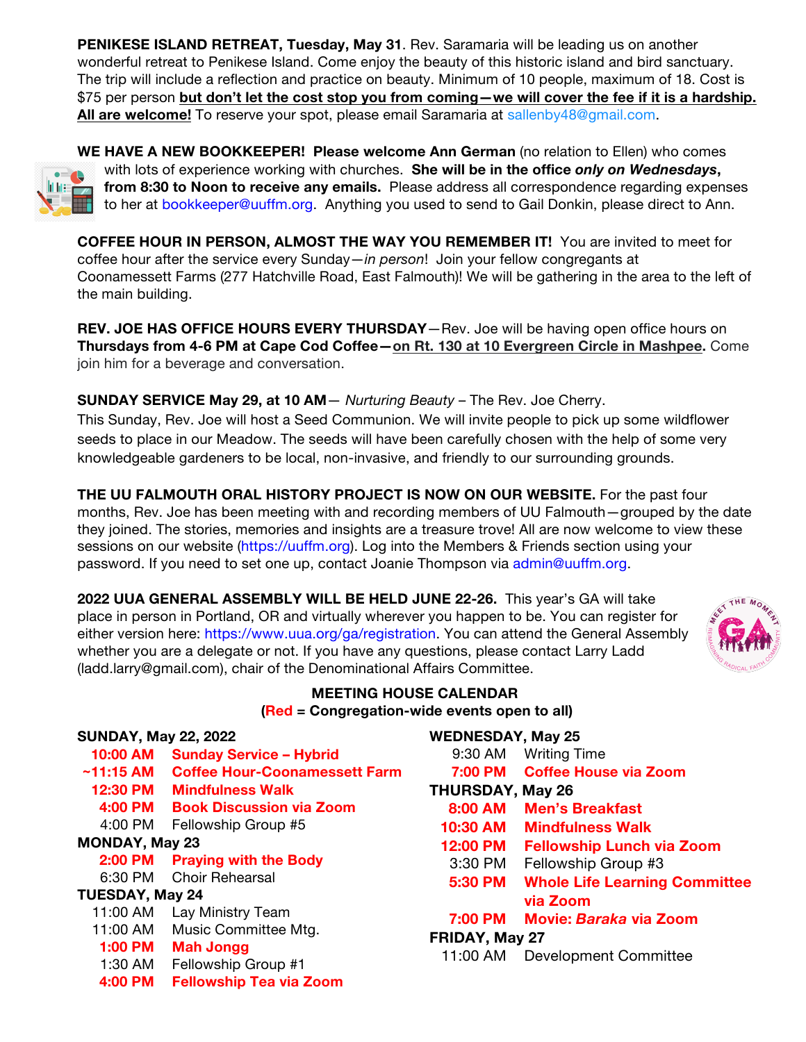**PENIKESE ISLAND RETREAT, Tuesday, May 31**. Rev. Saramaria will be leading us on another wonderful retreat to Penikese Island. Come enjoy the beauty of this historic island and bird sanctuary. The trip will include a reflection and practice on beauty. Minimum of 10 people, maximum of 18. Cost is $75 per person **but don't let the cost stop you from coming—we will cover the fee if it is a hardship. All are welcome!** To reserve your spot, please email Saramaria at sallenby48@gmail.com.

**WE HAVE A NEW BOOKKEEPER! Please welcome Ann German** (no relation to Ellen) who comes with lots of experience working with churches. **She will be in the office *only on Wednesdays*, from 8:30 to Noon to receive any emails.** Please address all correspondence regarding expenses to her at bookkeeper@uuffm.org. Anything you used to send to Gail Donkin, please direct to Ann.

**COFFEE HOUR IN PERSON, ALMOST THE WAY YOU REMEMBER IT!** You are invited to meet for coffee hour after the service every Sunday—*in person*! Join your fellow congregants at Coonamessett Farms (277 Hatchville Road, East Falmouth)! We will be gathering in the area to the left of the main building.

**REV. JOE HAS OFFICE HOURS EVERY THURSDAY**—Rev. Joe will be having open office hours on **Thursdays from 4-6 PM at Cape Cod Coffee—on Rt. 130 at 10 Evergreen Circle in Mashpee.** Come join him for a beverage and conversation.

**SUNDAY SERVICE May 29, at 10 AM**— *Nurturing Beauty* – The Rev. Joe Cherry.
This Sunday, Rev. Joe will host a Seed Communion. We will invite people to pick up some wildflower seeds to place in our Meadow. The seeds will have been carefully chosen with the help of some very knowledgeable gardeners to be local, non-invasive, and friendly to our surrounding grounds.

**THE UU FALMOUTH ORAL HISTORY PROJECT IS NOW ON OUR WEBSITE.** For the past four months, Rev. Joe has been meeting with and recording members of UU Falmouth—grouped by the date they joined. The stories, memories and insights are a treasure trove! All are now welcome to view these sessions on our website (https://uuffm.org). Log into the Members & Friends section using your password. If you need to set one up, contact Joanie Thompson via admin@uuffm.org.

**2022 UUA GENERAL ASSEMBLY WILL BE HELD JUNE 22-26.** This year's GA will take place in person in Portland, OR and virtually wherever you happen to be. You can register for either version here: https://www.uua.org/ga/registration. You can attend the General Assembly whether you are a delegate or not. If you have any questions, please contact Larry Ladd (ladd.larry@gmail.com), chair of the Denominational Affairs Committee.

## MEETING HOUSE CALENDAR
**(Red = Congregation-wide events open to all)**

**SUNDAY, May 22, 2022**
- **10:00 AM Sunday Service – Hybrid**
- **~11:15 AM Coffee Hour-Coonamessett Farm**
- **12:30 PM Mindfulness Walk**
- **4:00 PM Book Discussion via Zoom**
- 4:00 PM Fellowship Group #5

**MONDAY, May 23**
- **2:00 PM Praying with the Body**
- 6:30 PM Choir Rehearsal

**TUESDAY, May 24**
- 11:00 AM Lay Ministry Team
- 11:00 AM Music Committee Mtg.
- **1:00 PM Mah Jongg**
- 1:30 AM Fellowship Group #1
- **4:00 PM Fellowship Tea via Zoom**

**WEDNESDAY, May 25**
- 9:30 AM Writing Time
- **7:00 PM Coffee House via Zoom**

**THURSDAY, May 26**
- **8:00 AM Men's Breakfast**
- **10:30 AM Mindfulness Walk**
- **12:00 PM Fellowship Lunch via Zoom**
- 3:30 PM Fellowship Group #3
- **5:30 PM Whole Life Learning Committee via Zoom**
- **7:00 PM Movie: *Baraka* via Zoom**

**FRIDAY, May 27**
- 11:00 AM Development Committee